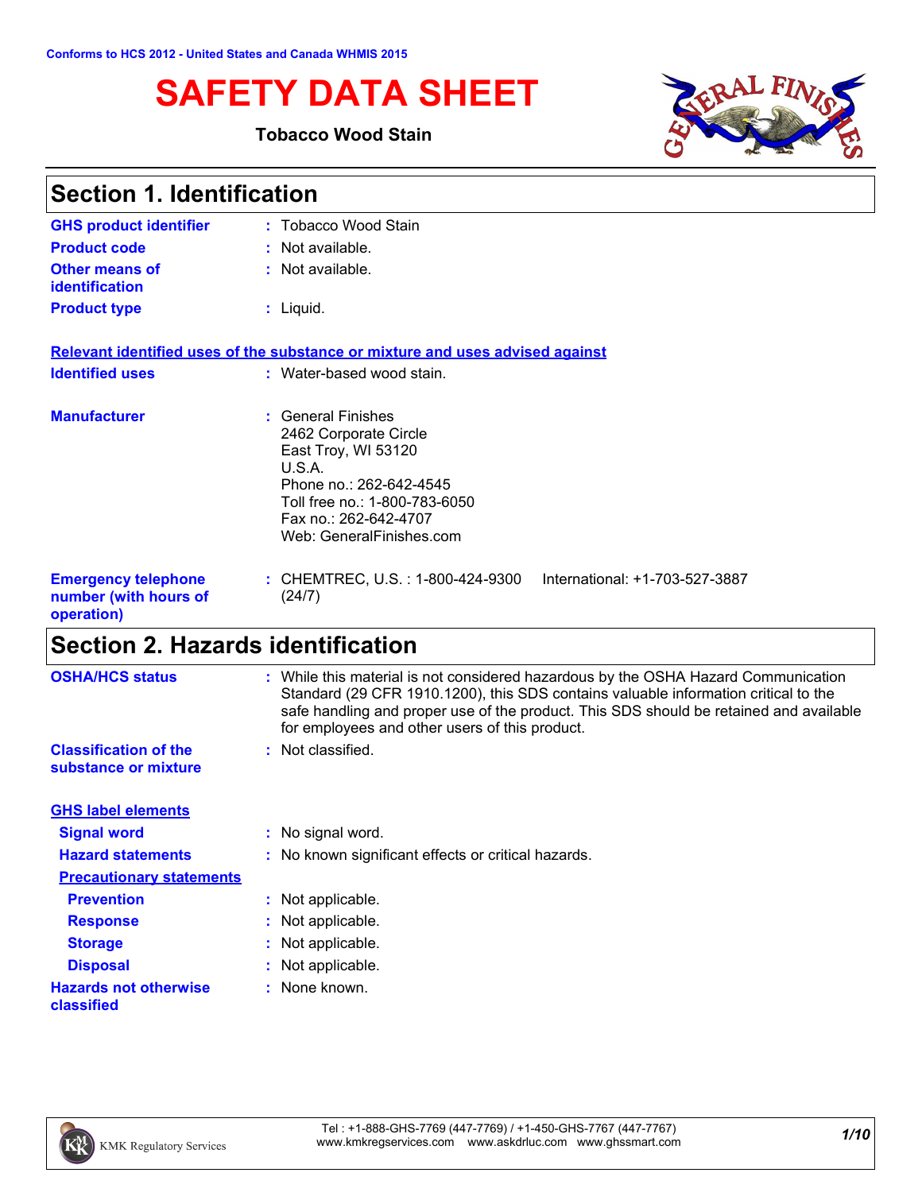Conforms to HCS 2012 - United States and Canada WHMIS 2015

# SAFETY DATA SHEET

**Tobacco Wood Stain**

## Section 1. Identification

| | |
|---|---|
| **GHS product identifier** | : Tobacco Wood Stain |
| **Product code** | : Not available. |
| **Other means of identification** | : Not available. |
| **Product type** | : Liquid. |

**Relevant identified uses of the substance or mixture and uses advised against**

| | |
|---|---|
| **Identified uses** | : Water-based wood stain. |
| **Manufacturer** | : General Finishes<br>2462 Corporate Circle<br>East Troy, WI 53120<br>U.S.A.<br>Phone no.: 262-642-4545<br>Toll free no.: 1-800-783-6050<br>Fax no.: 262-642-4707<br>Web: GeneralFinishes.com |
| **Emergency telephone number (with hours of operation)** | : CHEMTREC, U.S. : 1-800-424-9300 International: +1-703-527-3887 (24/7) |

## Section 2. Hazards identification

| | |
|---|---|
| **OSHA/HCS status** | : While this material is not considered hazardous by the OSHA Hazard Communication Standard (29 CFR 1910.1200), this SDS contains valuable information critical to the safe handling and proper use of the product. This SDS should be retained and available for employees and other users of this product. |
| **Classification of the substance or mixture** | : Not classified. |

**GHS label elements**

| | |
|---|---|
| **Signal word** | : No signal word. |
| **Hazard statements** | : No known significant effects or critical hazards. |

**Precautionary statements**

| | |
|---|---|
| **Prevention** | : Not applicable. |
| **Response** | : Not applicable. |
| **Storage** | : Not applicable. |
| **Disposal** | : Not applicable. |
| **Hazards not otherwise classified** | : None known. |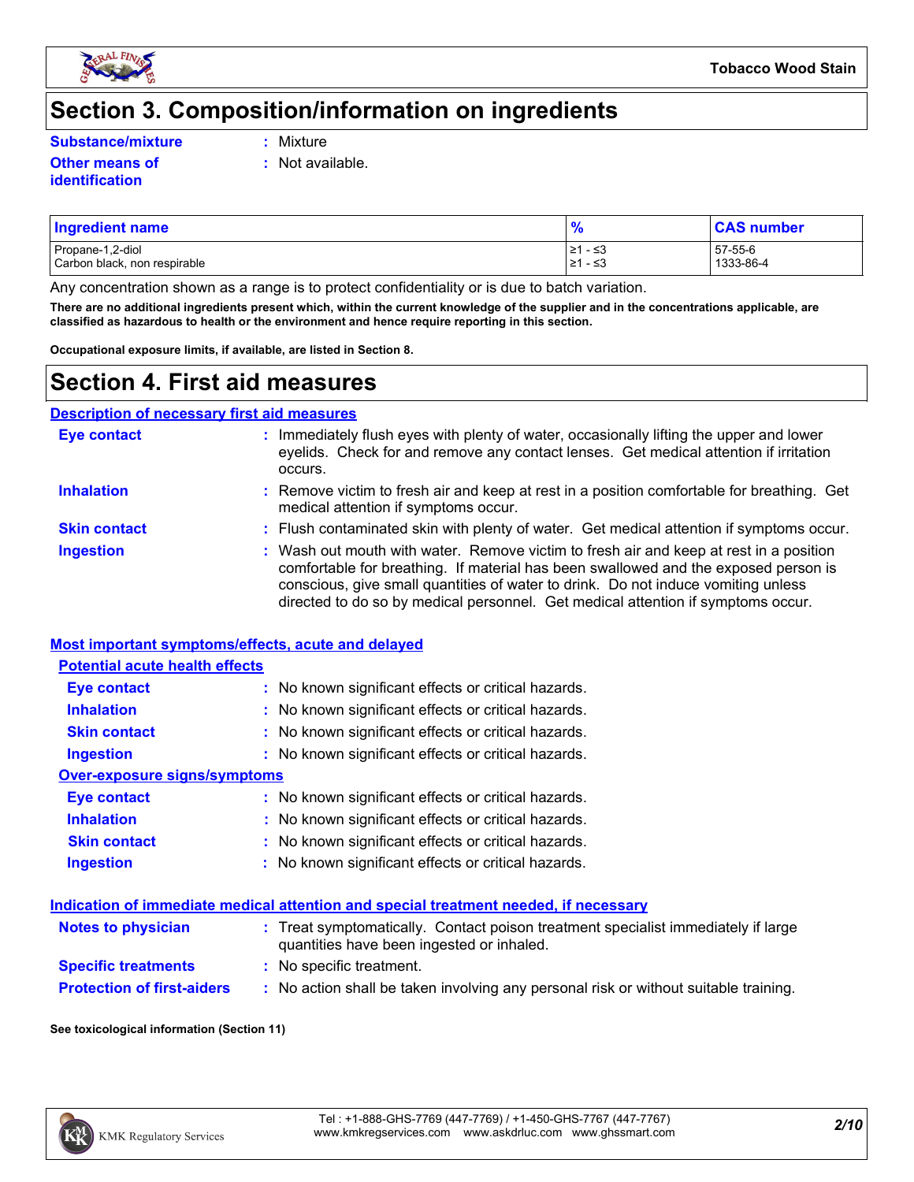# Section 3. Composition/information on ingredients

**Substance/mixture** : Mixture

**Other means of identification** : Not available.

| Ingredient name | % | CAS number |
|---|---|---|
| Propane-1,2-diol | ≥1 - ≤3 | 57-55-6 |
| Carbon black, non respirable | ≥1 - ≤3 | 1333-86-4 |

Any concentration shown as a range is to protect confidentiality or is due to batch variation.

**There are no additional ingredients present which, within the current knowledge of the supplier and in the concentrations applicable, are classified as hazardous to health or the environment and hence require reporting in this section.**

**Occupational exposure limits, if available, are listed in Section 8.**

# Section 4. First aid measures

## Description of necessary first aid measures

**Eye contact** : Immediately flush eyes with plenty of water, occasionally lifting the upper and lower eyelids. Check for and remove any contact lenses. Get medical attention if irritation occurs.

**Inhalation** : Remove victim to fresh air and keep at rest in a position comfortable for breathing. Get medical attention if symptoms occur.

**Skin contact** : Flush contaminated skin with plenty of water. Get medical attention if symptoms occur.

**Ingestion** : Wash out mouth with water. Remove victim to fresh air and keep at rest in a position comfortable for breathing. If material has been swallowed and the exposed person is conscious, give small quantities of water to drink. Do not induce vomiting unless directed to do so by medical personnel. Get medical attention if symptoms occur.

## Most important symptoms/effects, acute and delayed

### Potential acute health effects

**Eye contact** : No known significant effects or critical hazards.

**Inhalation** : No known significant effects or critical hazards.

**Skin contact** : No known significant effects or critical hazards.

**Ingestion** : No known significant effects or critical hazards.

### Over-exposure signs/symptoms

**Eye contact** : No known significant effects or critical hazards.

**Inhalation** : No known significant effects or critical hazards.

**Skin contact** : No known significant effects or critical hazards.

**Ingestion** : No known significant effects or critical hazards.

## Indication of immediate medical attention and special treatment needed, if necessary

**Notes to physician** : Treat symptomatically. Contact poison treatment specialist immediately if large quantities have been ingested or inhaled.

**Specific treatments** : No specific treatment.

**Protection of first-aiders** : No action shall be taken involving any personal risk or without suitable training.

**See toxicological information (Section 11)**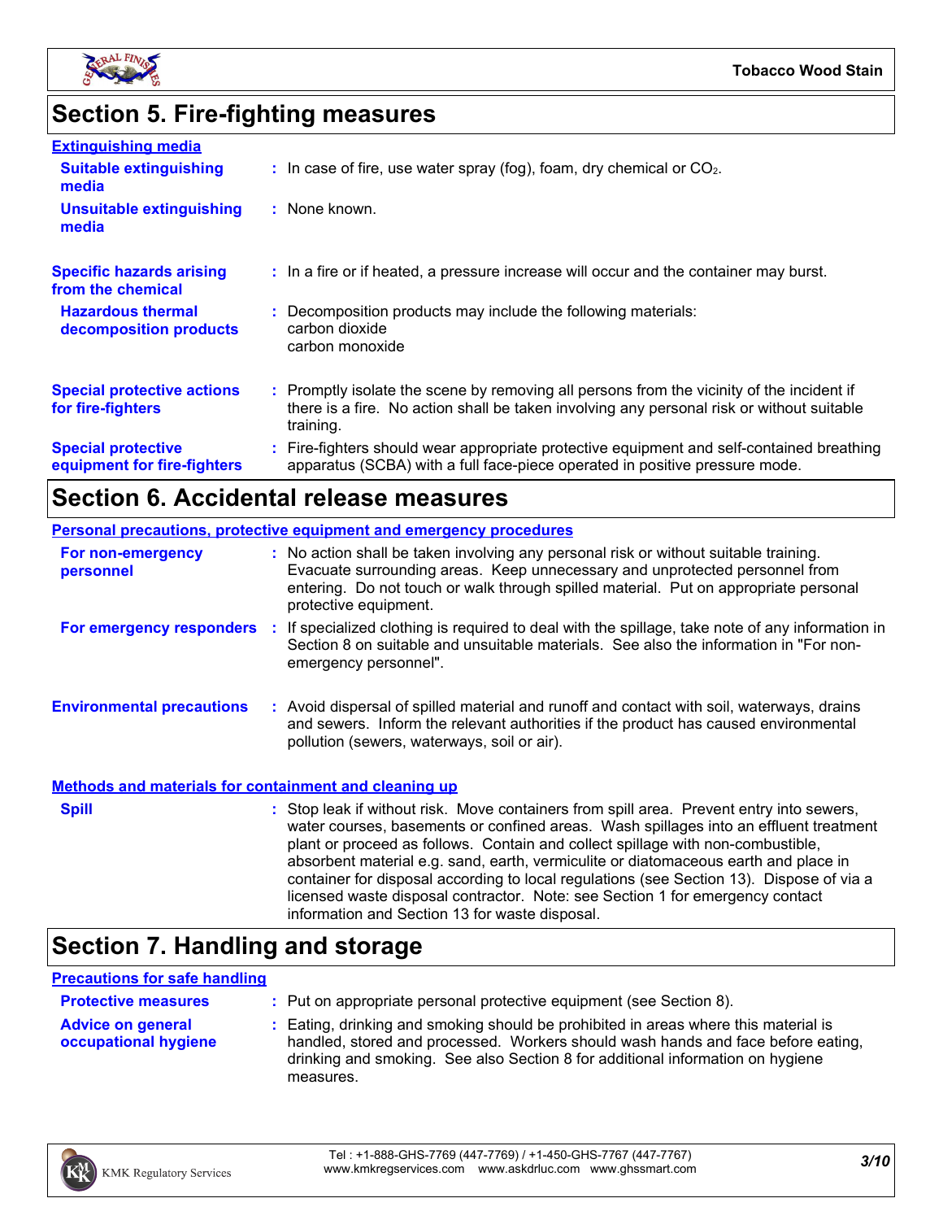## Section 5. Fire-fighting measures

### Extinguishing media

**Suitable extinguishing media** : In case of fire, use water spray (fog), foam, dry chemical or $CO_2$.

**Unsuitable extinguishing media** : None known.

**Specific hazards arising from the chemical** : In a fire or if heated, a pressure increase will occur and the container may burst.

**Hazardous thermal decomposition products** : Decomposition products may include the following materials:
carbon dioxide
carbon monoxide

**Special protective actions for fire-fighters** : Promptly isolate the scene by removing all persons from the vicinity of the incident if there is a fire. No action shall be taken involving any personal risk or without suitable training.

**Special protective equipment for fire-fighters** : Fire-fighters should wear appropriate protective equipment and self-contained breathing apparatus (SCBA) with a full face-piece operated in positive pressure mode.

## Section 6. Accidental release measures

### Personal precautions, protective equipment and emergency procedures

**For non-emergency personnel** : No action shall be taken involving any personal risk or without suitable training. Evacuate surrounding areas. Keep unnecessary and unprotected personnel from entering. Do not touch or walk through spilled material. Put on appropriate personal protective equipment.

**For emergency responders** : If specialized clothing is required to deal with the spillage, take note of any information in Section 8 on suitable and unsuitable materials. See also the information in "For non-emergency personnel".

**Environmental precautions** : Avoid dispersal of spilled material and runoff and contact with soil, waterways, drains and sewers. Inform the relevant authorities if the product has caused environmental pollution (sewers, waterways, soil or air).

### Methods and materials for containment and cleaning up

**Spill** : Stop leak if without risk. Move containers from spill area. Prevent entry into sewers, water courses, basements or confined areas. Wash spillages into an effluent treatment plant or proceed as follows. Contain and collect spillage with non-combustible, absorbent material e.g. sand, earth, vermiculite or diatomaceous earth and place in container for disposal according to local regulations (see Section 13). Dispose of via a licensed waste disposal contractor. Note: see Section 1 for emergency contact information and Section 13 for waste disposal.

## Section 7. Handling and storage

### Precautions for safe handling

**Protective measures** : Put on appropriate personal protective equipment (see Section 8).

**Advice on general occupational hygiene** : Eating, drinking and smoking should be prohibited in areas where this material is handled, stored and processed. Workers should wash hands and face before eating, drinking and smoking. See also Section 8 for additional information on hygiene measures.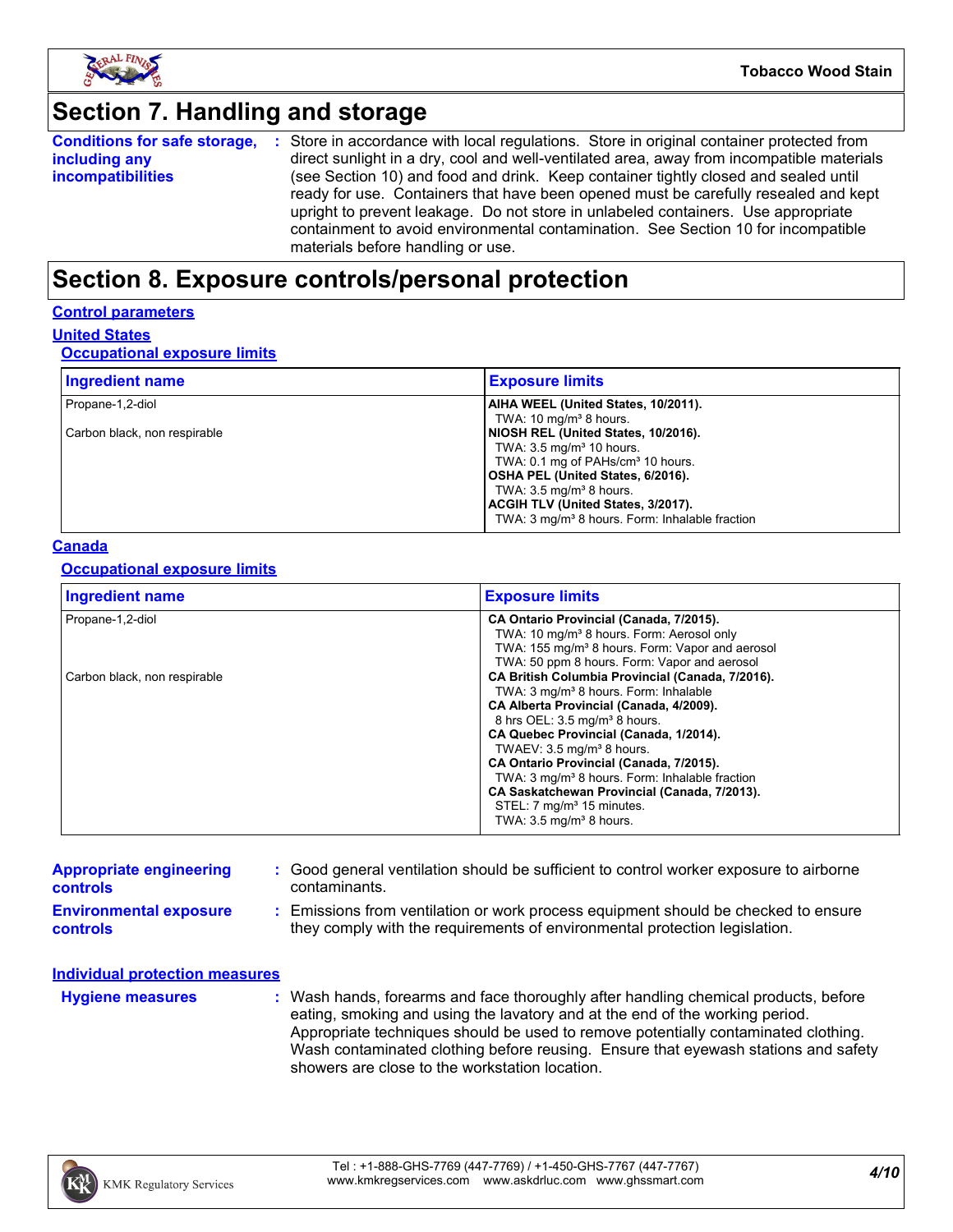# Section 7. Handling and storage

**Conditions for safe storage, including any incompatibilities** : Store in accordance with local regulations. Store in original container protected from direct sunlight in a dry, cool and well-ventilated area, away from incompatible materials (see Section 10) and food and drink. Keep container tightly closed and sealed until ready for use. Containers that have been opened must be carefully resealed and kept upright to prevent leakage. Do not store in unlabeled containers. Use appropriate containment to avoid environmental contamination. See Section 10 for incompatible materials before handling or use.

# Section 8. Exposure controls/personal protection

## Control parameters

### United States

#### Occupational exposure limits

| Ingredient name | Exposure limits |
|---|---|
| Propane-1,2-diol | **AIHA WEEL (United States, 10/2011).**<br>TWA: 10 mg/m³ 8 hours. |
| Carbon black, non respirable | **NIOSH REL (United States, 10/2016).**<br>TWA: 3.5 mg/m³ 10 hours.<br>TWA: 0.1 mg of PAHs/cm³ 10 hours.<br>**OSHA PEL (United States, 6/2016).**<br>TWA: 3.5 mg/m³ 8 hours.<br>**ACGIH TLV (United States, 3/2017).**<br>TWA: 3 mg/m³ 8 hours. Form: Inhalable fraction |

### Canada

#### Occupational exposure limits

| Ingredient name | Exposure limits |
|---|---|
| Propane-1,2-diol | **CA Ontario Provincial (Canada, 7/2015).**<br>TWA: 10 mg/m³ 8 hours. Form: Aerosol only<br>TWA: 155 mg/m³ 8 hours. Form: Vapor and aerosol<br>TWA: 50 ppm 8 hours. Form: Vapor and aerosol |
| Carbon black, non respirable | **CA British Columbia Provincial (Canada, 7/2016).**<br>TWA: 3 mg/m³ 8 hours. Form: Inhalable<br>**CA Alberta Provincial (Canada, 4/2009).**<br>8 hrs OEL: 3.5 mg/m³ 8 hours.<br>**CA Quebec Provincial (Canada, 1/2014).**<br>TWAEV: 3.5 mg/m³ 8 hours.<br>**CA Ontario Provincial (Canada, 7/2015).**<br>TWA: 3 mg/m³ 8 hours. Form: Inhalable fraction<br>**CA Saskatchewan Provincial (Canada, 7/2013).**<br>STEL: 7 mg/m³ 15 minutes.<br>TWA: 3.5 mg/m³ 8 hours. |

**Appropriate engineering controls** : Good general ventilation should be sufficient to control worker exposure to airborne contaminants.

**Environmental exposure controls** : Emissions from ventilation or work process equipment should be checked to ensure they comply with the requirements of environmental protection legislation.

## Individual protection measures

**Hygiene measures** : Wash hands, forearms and face thoroughly after handling chemical products, before eating, smoking and using the lavatory and at the end of the working period. Appropriate techniques should be used to remove potentially contaminated clothing. Wash contaminated clothing before reusing. Ensure that eyewash stations and safety showers are close to the workstation location.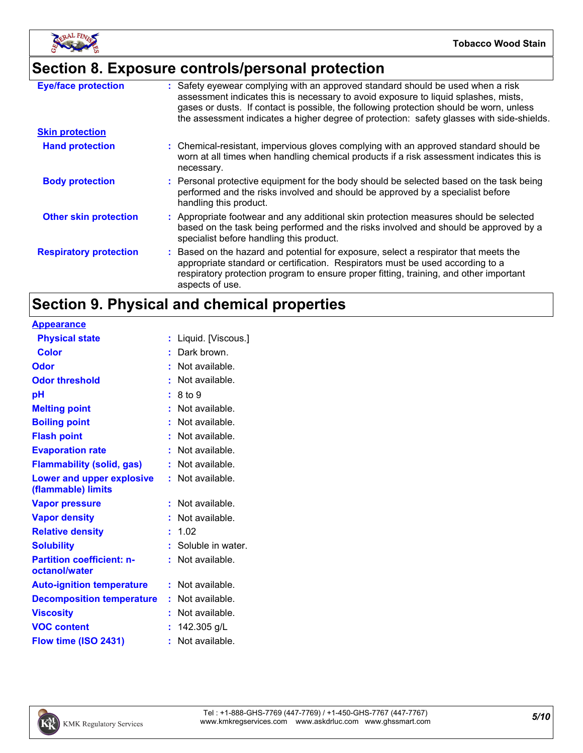## Section 8. Exposure controls/personal protection

**Eye/face protection** : Safety eyewear complying with an approved standard should be used when a risk assessment indicates this is necessary to avoid exposure to liquid splashes, mists, gases or dusts. If contact is possible, the following protection should be worn, unless the assessment indicates a higher degree of protection: safety glasses with side-shields.

**Skin protection**

**Hand protection** : Chemical-resistant, impervious gloves complying with an approved standard should be worn at all times when handling chemical products if a risk assessment indicates this is necessary.

**Body protection** : Personal protective equipment for the body should be selected based on the task being performed and the risks involved and should be approved by a specialist before handling this product.

**Other skin protection** : Appropriate footwear and any additional skin protection measures should be selected based on the task being performed and the risks involved and should be approved by a specialist before handling this product.

**Respiratory protection** : Based on the hazard and potential for exposure, select a respirator that meets the appropriate standard or certification. Respirators must be used according to a respiratory protection program to ensure proper fitting, training, and other important aspects of use.

## Section 9. Physical and chemical properties

**Appearance**

| Property | Value |
|---|---|
| Physical state | Liquid. [Viscous.] |
| Color | Dark brown. |
| Odor | Not available. |
| Odor threshold | Not available. |
| pH | 8 to 9 |
| Melting point | Not available. |
| Boiling point | Not available. |
| Flash point | Not available. |
| Evaporation rate | Not available. |
| Flammability (solid, gas) | Not available. |
| Lower and upper explosive (flammable) limits | Not available. |
| Vapor pressure | Not available. |
| Vapor density | Not available. |
| Relative density | 1.02 |
| Solubility | Soluble in water. |
| Partition coefficient: n-octanol/water | Not available. |
| Auto-ignition temperature | Not available. |
| Decomposition temperature | Not available. |
| Viscosity | Not available. |
| VOC content | 142.305 g/L |
| Flow time (ISO 2431) | Not available. |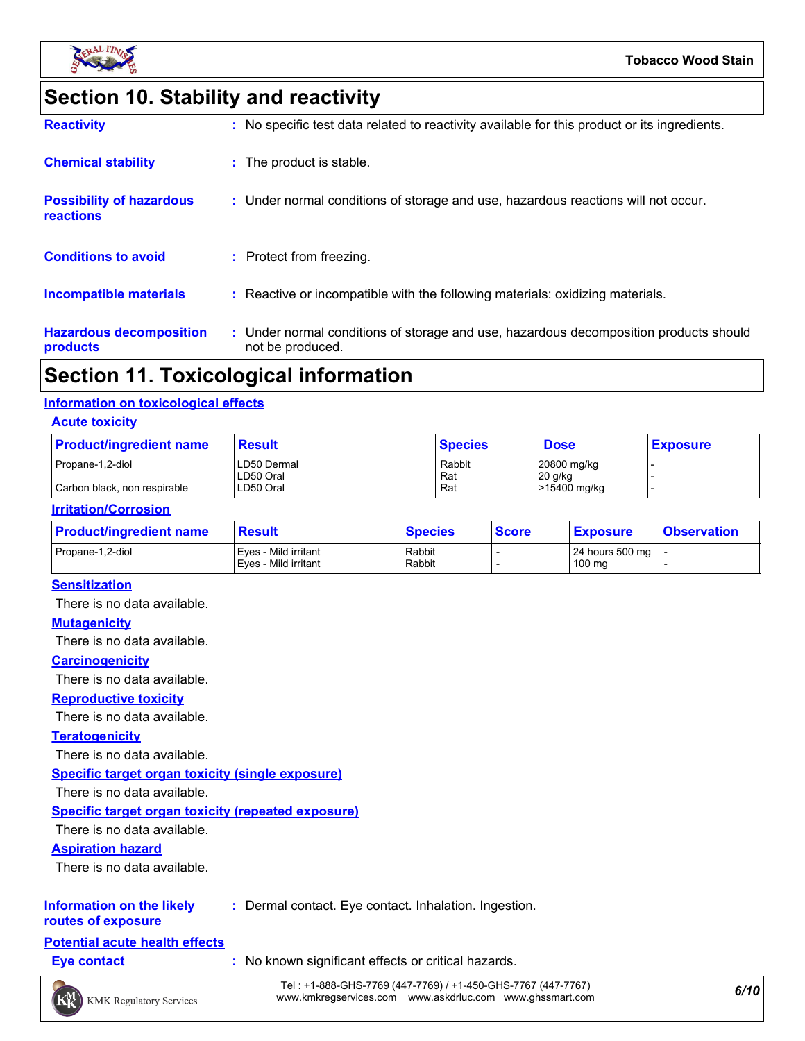# Section 10. Stability and reactivity

**Reactivity** : No specific test data related to reactivity available for this product or its ingredients.

**Chemical stability** : The product is stable.

**Possibility of hazardous reactions** : Under normal conditions of storage and use, hazardous reactions will not occur.

**Conditions to avoid** : Protect from freezing.

**Incompatible materials** : Reactive or incompatible with the following materials: oxidizing materials.

**Hazardous decomposition products** : Under normal conditions of storage and use, hazardous decomposition products should not be produced.

# Section 11. Toxicological information

## Information on toxicological effects

### Acute toxicity

| Product/ingredient name | Result | Species | Dose | Exposure |
|---|---|---|---|---|
| Propane-1,2-diol | LD50 Dermal | Rabbit | 20800 mg/kg | - |
| | LD50 Oral | Rat | 20 g/kg | - |
| Carbon black, non respirable | LD50 Oral | Rat | >15400 mg/kg | - |

### Irritation/Corrosion

| Product/ingredient name | Result | Species | Score | Exposure | Observation |
|---|---|---|---|---|---|
| Propane-1,2-diol | Eyes - Mild irritant | Rabbit | - | 24 hours 500 mg | - |
| | Eyes - Mild irritant | Rabbit | - | 100 mg | - |

### Sensitization

There is no data available.

### Mutagenicity

There is no data available.

### Carcinogenicity

There is no data available.

### Reproductive toxicity

There is no data available.

### Teratogenicity

There is no data available.

### Specific target organ toxicity (single exposure)

There is no data available.

### Specific target organ toxicity (repeated exposure)

There is no data available.

### Aspiration hazard

There is no data available.

**Information on the likely routes of exposure** : Dermal contact. Eye contact. Inhalation. Ingestion.

## Potential acute health effects

**Eye contact** : No known significant effects or critical hazards.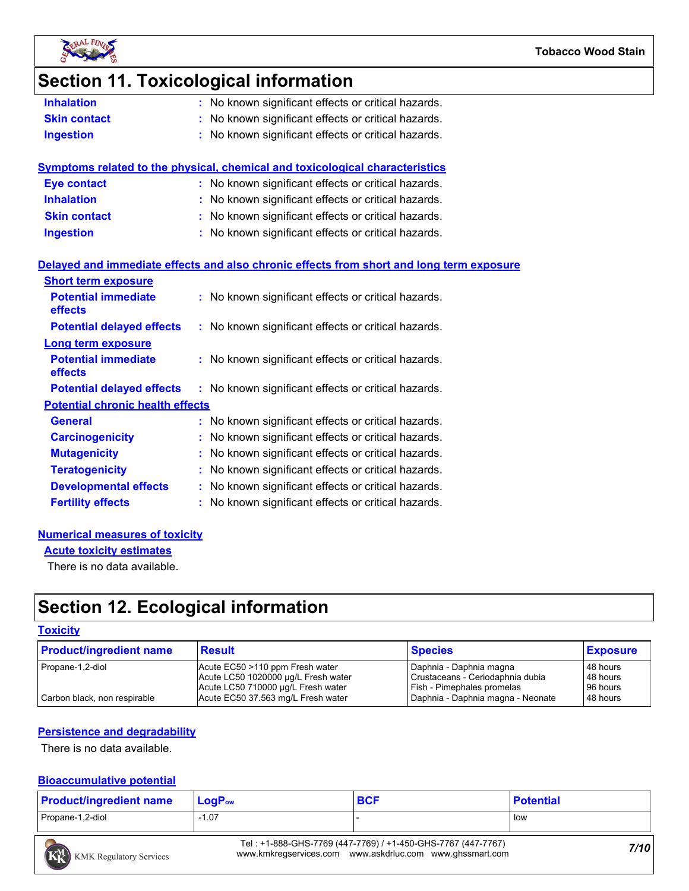# Section 11. Toxicological information

**Inhalation** : No known significant effects or critical hazards.

**Skin contact** : No known significant effects or critical hazards.

**Ingestion** : No known significant effects or critical hazards.

## Symptoms related to the physical, chemical and toxicological characteristics

**Eye contact** : No known significant effects or critical hazards.

**Inhalation** : No known significant effects or critical hazards.

**Skin contact** : No known significant effects or critical hazards.

**Ingestion** : No known significant effects or critical hazards.

## Delayed and immediate effects and also chronic effects from short and long term exposure

### Short term exposure

**Potential immediate effects** : No known significant effects or critical hazards.

**Potential delayed effects** : No known significant effects or critical hazards.

### Long term exposure

**Potential immediate effects** : No known significant effects or critical hazards.

**Potential delayed effects** : No known significant effects or critical hazards.

### Potential chronic health effects

**General** : No known significant effects or critical hazards.

**Carcinogenicity** : No known significant effects or critical hazards.

**Mutagenicity** : No known significant effects or critical hazards.

**Teratogenicity** : No known significant effects or critical hazards.

**Developmental effects** : No known significant effects or critical hazards.

**Fertility effects** : No known significant effects or critical hazards.

## Numerical measures of toxicity

### Acute toxicity estimates

There is no data available.

# Section 12. Ecological information

## Toxicity

| Product/ingredient name | Result | Species | Exposure |
|---|---|---|---|
| Propane-1,2-diol | Acute EC50 >110 ppm Fresh water | Daphnia - Daphnia magna | 48 hours |
| | Acute LC50 1020000 µg/L Fresh water | Crustaceans - Ceriodaphnia dubia | 48 hours |
| | Acute LC50 710000 µg/L Fresh water | Fish - Pimephales promelas | 96 hours |
| Carbon black, non respirable | Acute EC50 37.563 mg/L Fresh water | Daphnia - Daphnia magna - Neonate | 48 hours |

## Persistence and degradability

There is no data available.

## Bioaccumulative potential

| Product/ingredient name | $LogP_{ow}$ | BCF | Potential |
|---|---|---|---|
| Propane-1,2-diol | -1.07 | - | low |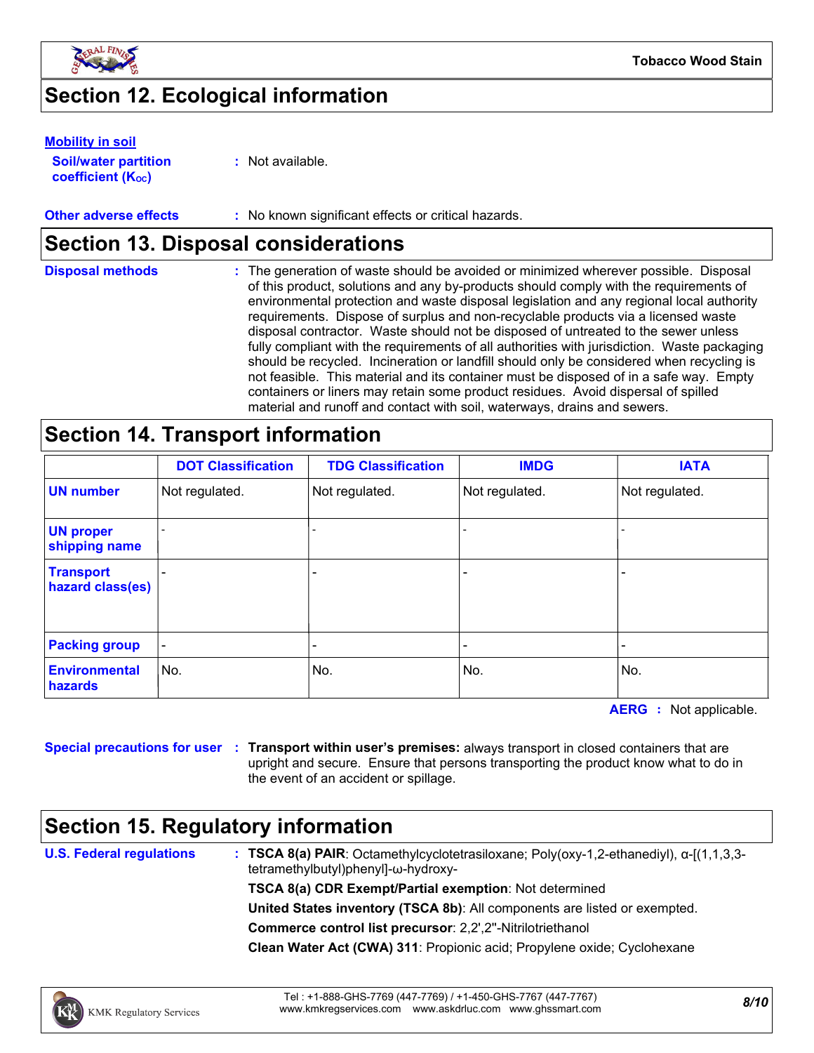## Section 12. Ecological information

**Mobility in soil**

**Soil/water partition coefficient ($K_{OC}$)** : Not available.

**Other adverse effects** : No known significant effects or critical hazards.

## Section 13. Disposal considerations

**Disposal methods** : The generation of waste should be avoided or minimized wherever possible. Disposal of this product, solutions and any by-products should comply with the requirements of environmental protection and waste disposal legislation and any regional local authority requirements. Dispose of surplus and non-recyclable products via a licensed waste disposal contractor. Waste should not be disposed of untreated to the sewer unless fully compliant with the requirements of all authorities with jurisdiction. Waste packaging should be recycled. Incineration or landfill should only be considered when recycling is not feasible. This material and its container must be disposed of in a safe way. Empty containers or liners may retain some product residues. Avoid dispersal of spilled material and runoff and contact with soil, waterways, drains and sewers.

## Section 14. Transport information

| | DOT Classification | TDG Classification | IMDG | IATA |
|---|---|---|---|---|
| **UN number** | Not regulated. | Not regulated. | Not regulated. | Not regulated. |
| **UN proper shipping name** | - | - | - | - |
| **Transport hazard class(es)** | - | - | - | - |
| **Packing group** | - | - | - | - |
| **Environmental hazards** | No. | No. | No. | No. |

**AERG** : Not applicable.

**Special precautions for user** : **Transport within user's premises:** always transport in closed containers that are upright and secure. Ensure that persons transporting the product know what to do in the event of an accident or spillage.

## Section 15. Regulatory information

**U.S. Federal regulations** : **TSCA 8(a) PAIR**: Octamethylcyclotetrasiloxane; Poly(oxy-1,2-ethanediyl), α-[(1,1,3,3-tetramethylbutyl)phenyl]-ω-hydroxy-

**TSCA 8(a) CDR Exempt/Partial exemption**: Not determined

**United States inventory (TSCA 8b)**: All components are listed or exempted.

**Commerce control list precursor**: 2,2',2"-Nitrilotriethanol

**Clean Water Act (CWA) 311**: Propionic acid; Propylene oxide; Cyclohexane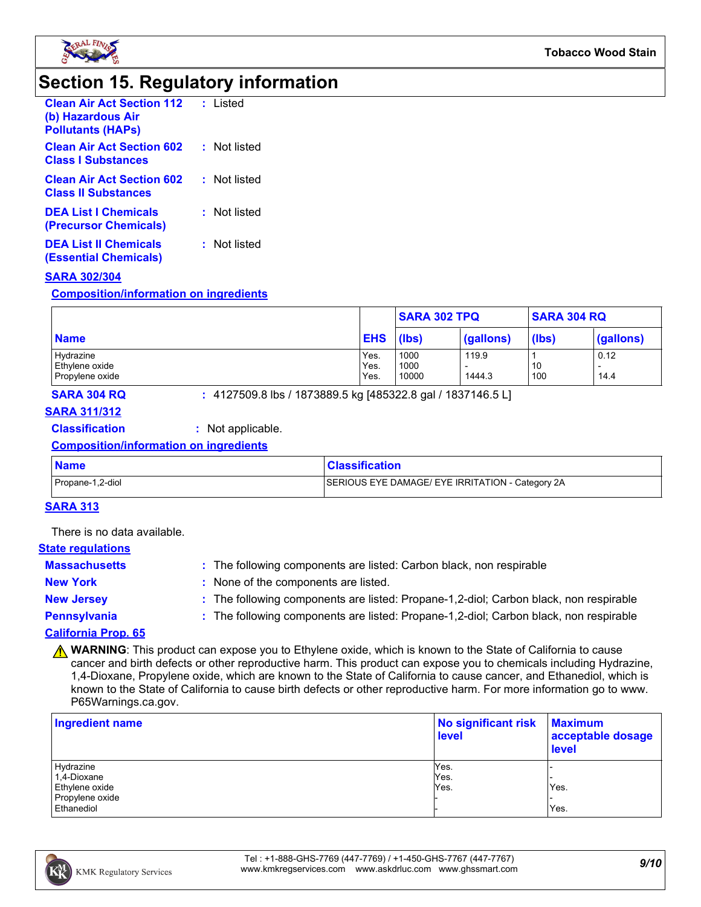## Section 15. Regulatory information

**Clean Air Act Section 112 (b) Hazardous Air Pollutants (HAPs)** : Listed

**Clean Air Act Section 602 Class I Substances** : Not listed

**Clean Air Act Section 602 Class II Substances** : Not listed

**DEA List I Chemicals (Precursor Chemicals)** : Not listed

**DEA List II Chemicals (Essential Chemicals)** : Not listed

### SARA 302/304

#### Composition/information on ingredients

| Name | EHS | SARA 302 TPQ | | SARA 304 RQ | |
|---|---|---|---|---|---|
| | | (lbs) | (gallons) | (lbs) | (gallons) |
| Hydrazine | Yes. | 1000 | 119.9 | 1 | 0.12 |
| Ethylene oxide | Yes. | 1000 | - | 10 | - |
| Propylene oxide | Yes. | 10000 | 1444.3 | 100 | 14.4 |

**SARA 304 RQ** : 4127509.8 lbs / 1873889.5 kg [485322.8 gal / 1837146.5 L]

### SARA 311/312

**Classification** : Not applicable.

#### Composition/information on ingredients

| Name | Classification |
|---|---|
| Propane-1,2-diol | SERIOUS EYE DAMAGE/ EYE IRRITATION - Category 2A |

### SARA 313

There is no data available.

### State regulations

**Massachusetts** : The following components are listed: Carbon black, non respirable

**New York** : None of the components are listed.

**New Jersey** : The following components are listed: Propane-1,2-diol; Carbon black, non respirable

**Pennsylvania** : The following components are listed: Propane-1,2-diol; Carbon black, non respirable

### California Prop. 65

⚠ **WARNING**: This product can expose you to Ethylene oxide, which is known to the State of California to cause cancer and birth defects or other reproductive harm. This product can expose you to chemicals including Hydrazine, 1,4-Dioxane, Propylene oxide, which are known to the State of California to cause cancer, and Ethanediol, which is known to the State of California to cause birth defects or other reproductive harm. For more information go to www.P65Warnings.ca.gov.

| Ingredient name | No significant risk level | Maximum acceptable dosage level |
|---|---|---|
| Hydrazine | Yes. | - |
| 1,4-Dioxane | Yes. | - |
| Ethylene oxide | Yes. | Yes. |
| Propylene oxide | - | - |
| Ethanediol | - | Yes. |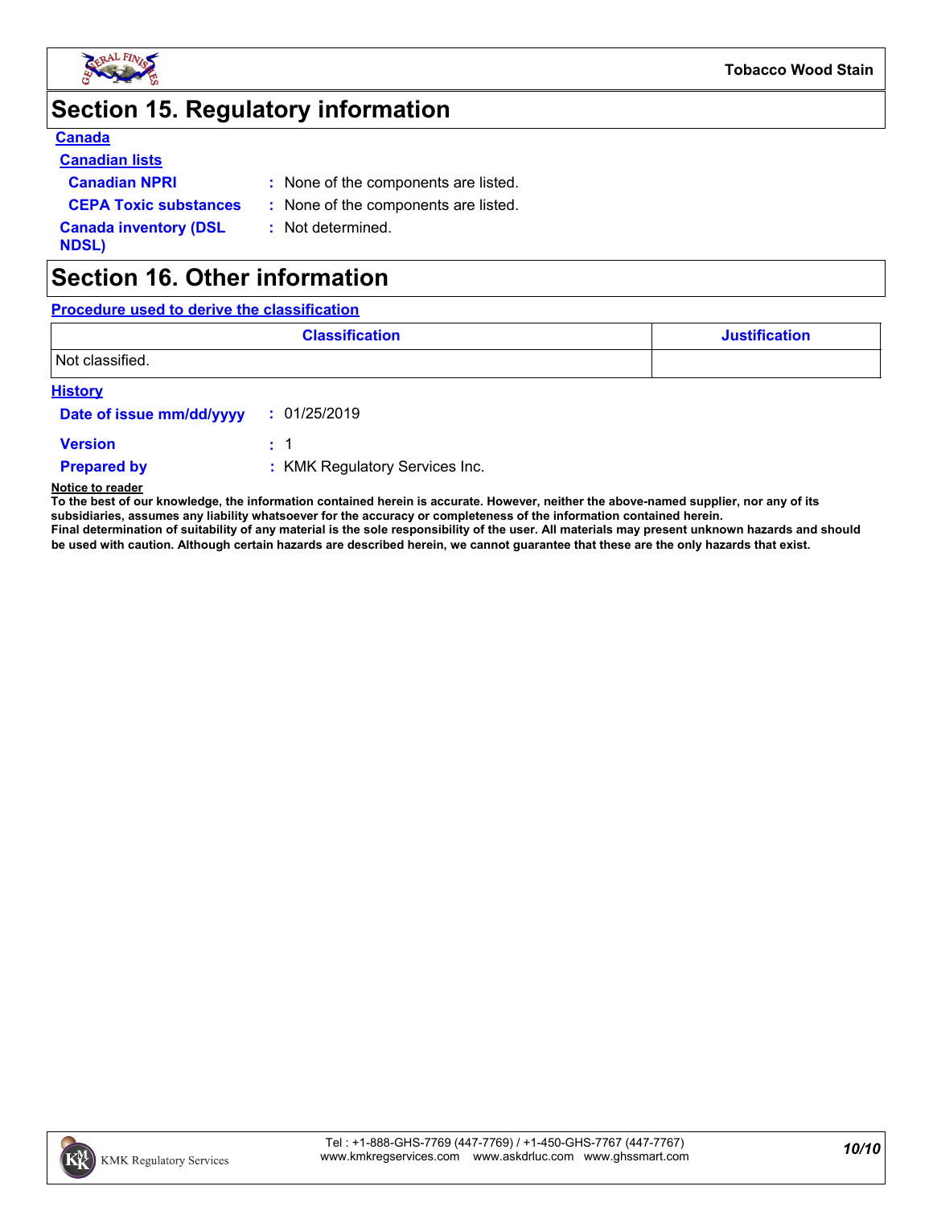# Section 15. Regulatory information

### Canada

#### Canadian lists

**Canadian NPRI** : None of the components are listed.

**CEPA Toxic substances** : None of the components are listed.

**Canada inventory (DSL NDSL)** : Not determined.

# Section 16. Other information

### Procedure used to derive the classification

| Classification | Justification |
| --- | --- |
| Not classified. | |

### History

**Date of issue mm/dd/yyyy** : 01/25/2019

**Version** : 1

**Prepared by** : KMK Regulatory Services Inc.

**Notice to reader**

**To the best of our knowledge, the information contained herein is accurate. However, neither the above-named supplier, nor any of its subsidiaries, assumes any liability whatsoever for the accuracy or completeness of the information contained herein.**
**Final determination of suitability of any material is the sole responsibility of the user. All materials may present unknown hazards and should be used with caution. Although certain hazards are described herein, we cannot guarantee that these are the only hazards that exist.**